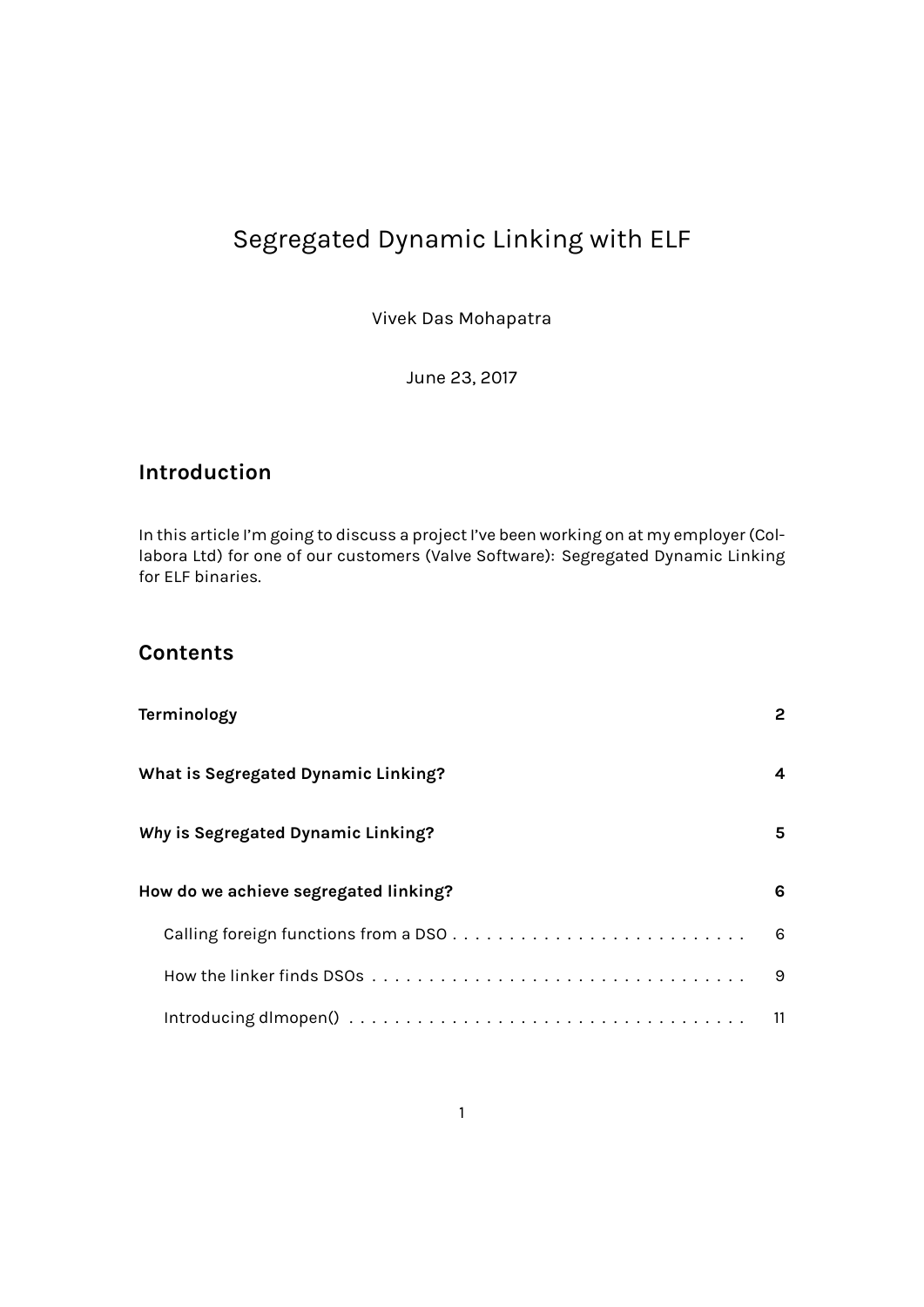# Segregated Dynamic Linking with ELF

Vivek Das Mohapatra

June 23, 2017

## Introduction

In this article I'm going to discuss a project I've been working on at my employer (Collabora Ltd) for one of our customers (Valve Software): Segregated Dynamic Linking for ELF binaries.

## Contents

| | |
|---|---|
| **Terminology** | **2** |
| **What is Segregated Dynamic Linking?** | **4** |
| ***Why* is Segregated Dynamic Linking?** | **5** |
| **How do we achieve segregated linking?** | **6** |
| Calling foreign functions from a DSO | 6 |
| How the linker finds DSOs | 9 |
| Introducing dlmopen() | 11 |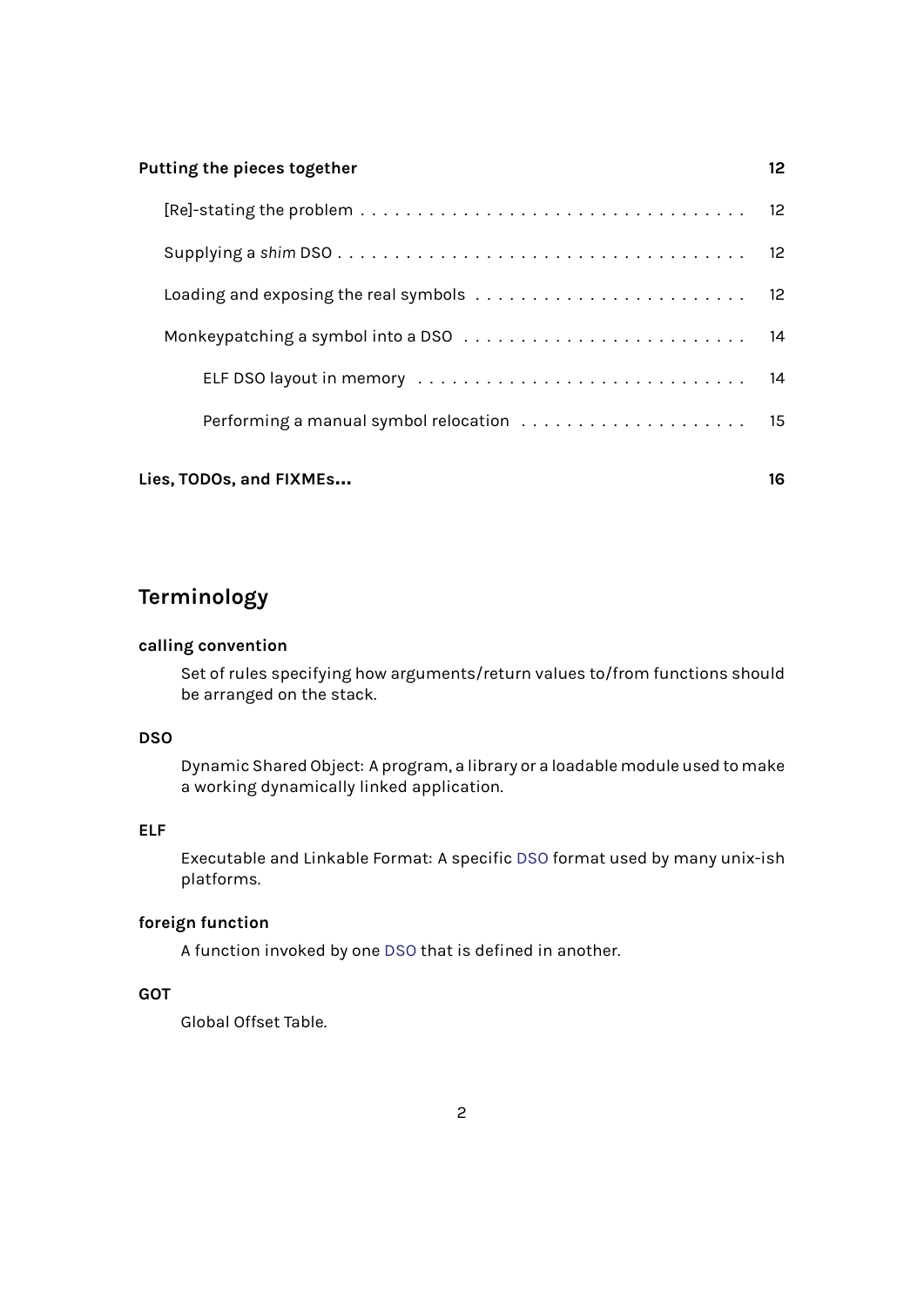**Putting the pieces together** — 12

- [Re]-stating the problem — 12
- Supplying a *shim* DSO — 12
- Loading and exposing the real symbols — 12
- Monkeypatching a symbol into a DSO — 14
  - ELF DSO layout in memory — 14
  - Performing a manual symbol relocation — 15

**Lies, TODOs, and FIXMEs…** — 16

## Terminology

**calling convention**

Set of rules specifying how arguments/return values to/from functions should be arranged on the stack.

**DSO**

Dynamic Shared Object: A program, a library or a loadable module used to make a working dynamically linked application.

**ELF**

Executable and Linkable Format: A specific DSO format used by many unix-ish platforms.

**foreign function**

A function invoked by one DSO that is defined in another.

**GOT**

Global Offset Table.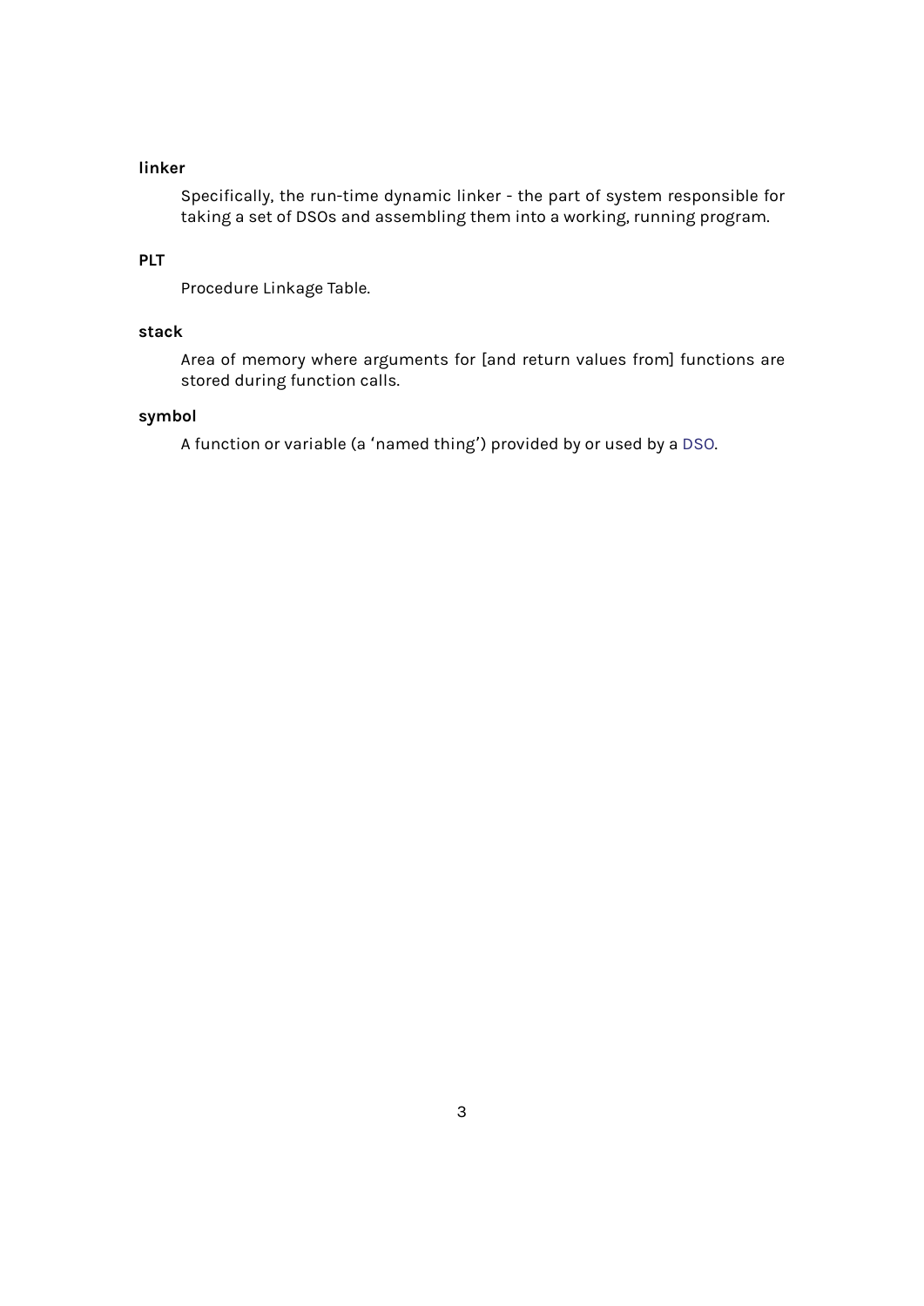**linker**

Specifically, the run-time dynamic linker - the part of system responsible for taking a set of DSOs and assembling them into a working, running program.

**PLT**

Procedure Linkage Table.

**stack**

Area of memory where arguments for [and return values from] functions are stored during function calls.

**symbol**

A function or variable (a 'named thing') provided by or used by a DSO.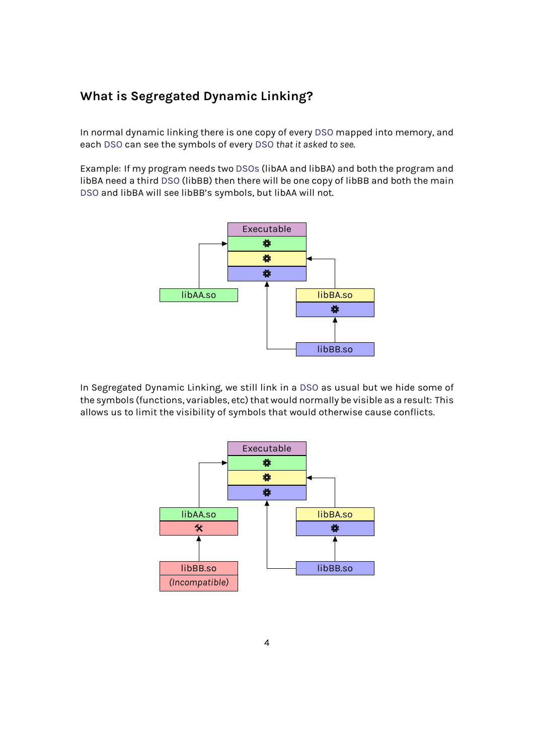## What is Segregated Dynamic Linking?

In normal dynamic linking there is one copy of every DSO mapped into memory, and each DSO can see the symbols of every DSO *that it asked to see.*

Example: If my program needs two DSOs (libAA and libBA) and both the program and libBA need a third DSO (libBB) then there will be one copy of libBB and both the main DSO and libBA will see libBB's symbols, but libAA will not.

In Segregated Dynamic Linking, we still link in a DSO as usual but we hide some of the symbols (functions, variables, etc) that would normally be visible as a result: This allows us to limit the visibility of symbols that would otherwise cause conflicts.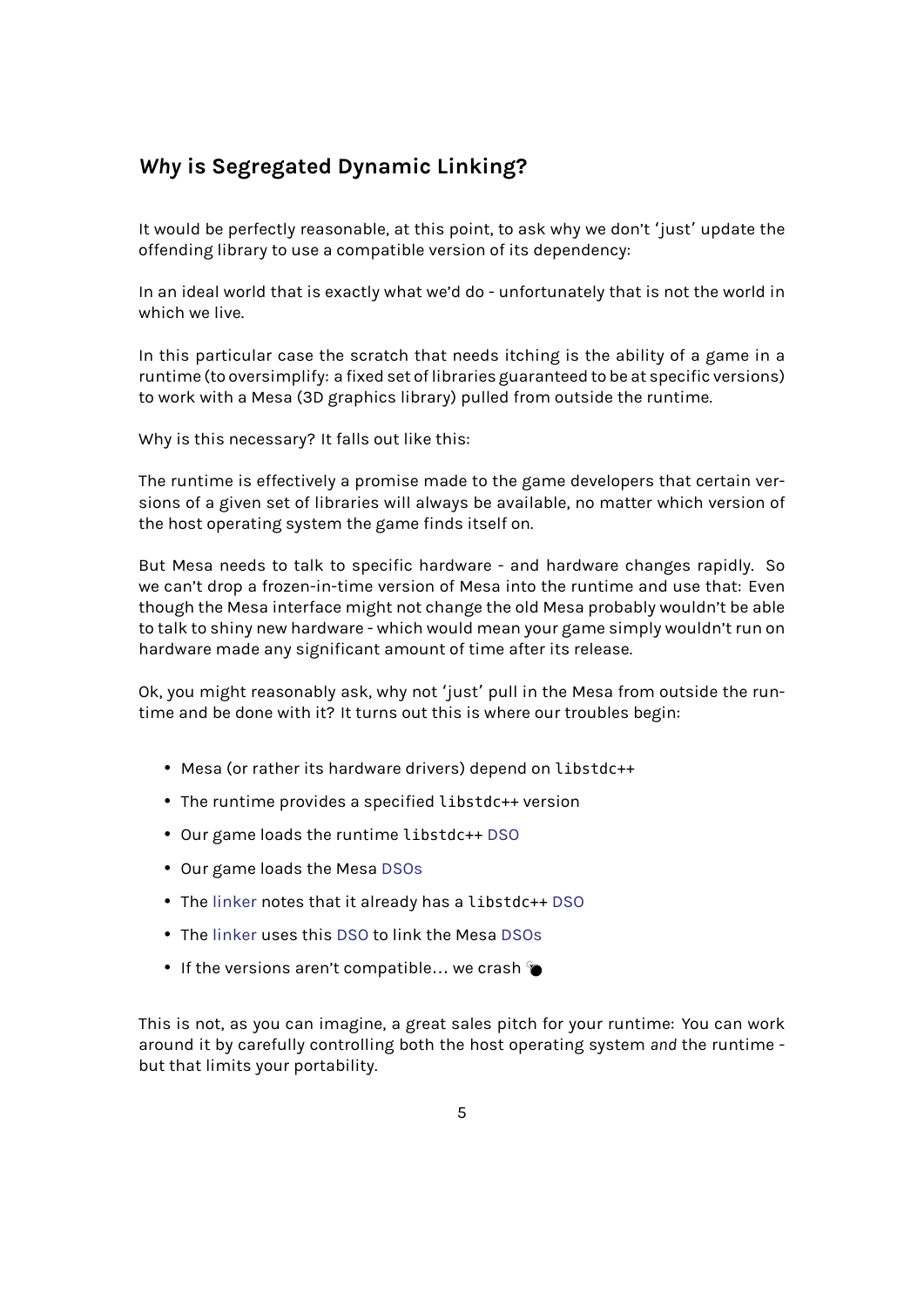## *Why* is Segregated Dynamic Linking?

It would be perfectly reasonable, at this point, to ask why we don't 'just' update the offending library to use a compatible version of its dependency:

In an ideal world that is exactly what we'd do - unfortunately that is not the world in which we live.

In this particular case the scratch that needs itching is the ability of a game in a runtime (to oversimplify: a fixed set of libraries guaranteed to be at specific versions) to work with a Mesa (3D graphics library) pulled from outside the runtime.

Why is this necessary? It falls out like this:

The runtime is effectively a promise made to the game developers that certain versions of a given set of libraries will always be available, no matter which version of the host operating system the game finds itself on.

But Mesa needs to talk to specific hardware - and hardware changes rapidly. So we can't drop a frozen-in-time version of Mesa into the runtime and use that: Even though the Mesa interface might not change the old Mesa probably wouldn't be able to talk to shiny new hardware - which would mean your game simply wouldn't run on hardware made any significant amount of time after its release.

Ok, you might reasonably ask, why not 'just' pull in the Mesa from outside the runtime and be done with it? It turns out this is where our troubles begin:

- Mesa (or rather its hardware drivers) depend on `libstdc++`
- The runtime provides a specified `libstdc++` version
- Our game loads the runtime `libstdc++` DSO
- Our game loads the Mesa DSOs
- The linker notes that it already has a `libstdc++` DSO
- The linker uses this DSO to link the Mesa DSOs
- If the versions aren't compatible… we crash 💣

This is not, as you can imagine, a great sales pitch for your runtime: You can work around it by carefully controlling both the host operating system *and* the runtime - but that limits your portability.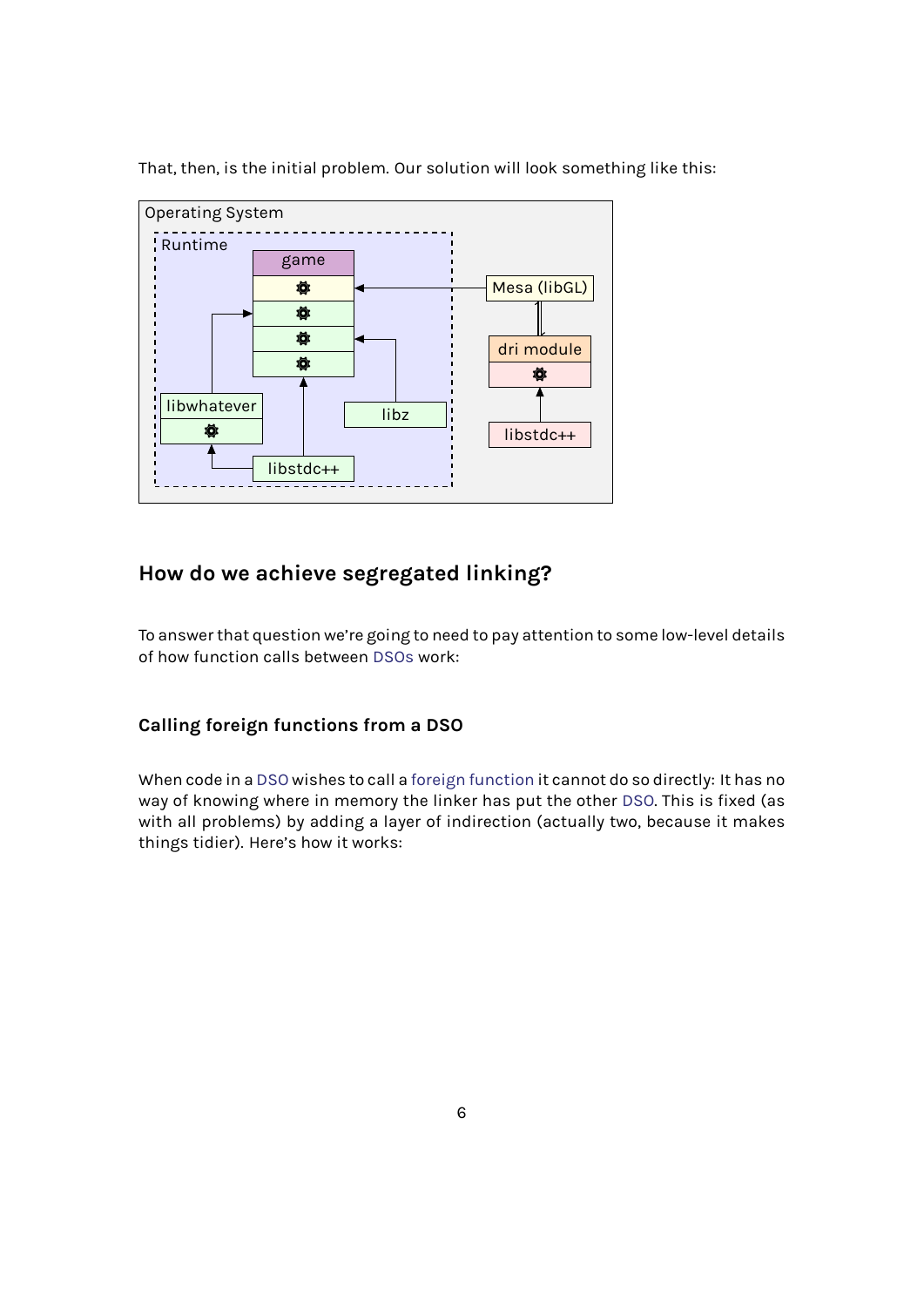That, then, is the initial problem. Our solution will look something like this:

## How do we achieve segregated linking?

To answer that question we're going to need to pay attention to some low-level details of how function calls between DSOs work:

### Calling foreign functions from a DSO

When code in a DSO wishes to call a foreign function it cannot do so directly: It has no way of knowing where in memory the linker has put the other DSO. This is fixed (as with all problems) by adding a layer of indirection (actually two, because it makes things tidier). Here's how it works: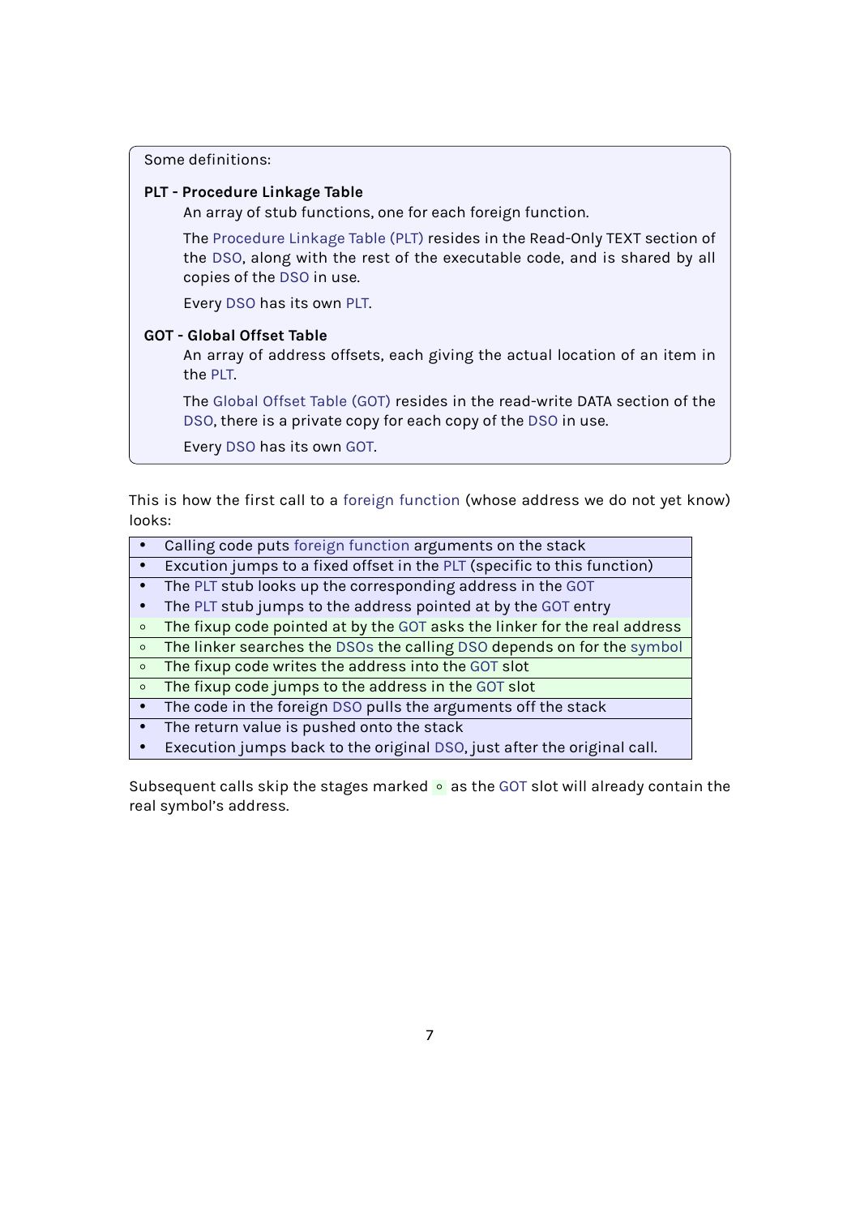Some definitions:

**PLT - Procedure Linkage Table**

An array of stub functions, one for each foreign function.

The Procedure Linkage Table (PLT) resides in the Read-Only TEXT section of the DSO, along with the rest of the executable code, and is shared by all copies of the DSO in use.

Every DSO has its own PLT.

**GOT - Global Offset Table**

An array of address offsets, each giving the actual location of an item in the PLT.

The Global Offset Table (GOT) resides in the read-write DATA section of the DSO, there is a private copy for each copy of the DSO in use.

Every DSO has its own GOT.

This is how the first call to a foreign function (whose address we do not yet know) looks:

| | |
|---|---|
| • | Calling code puts foreign function arguments on the stack |
| • | Excution jumps to a fixed offset in the PLT (specific to this function) |
| • | The PLT stub looks up the corresponding address in the GOT |
| • | The PLT stub jumps to the address pointed at by the GOT entry |
| ◦ | The fixup code pointed at by the GOT asks the linker for the real address |
| ◦ | The linker searches the DSOs the calling DSO depends on for the symbol |
| ◦ | The fixup code writes the address into the GOT slot |
| ◦ | The fixup code jumps to the address in the GOT slot |
| • | The code in the foreign DSO pulls the arguments off the stack |
| • | The return value is pushed onto the stack |
| • | Execution jumps back to the original DSO, just after the original call. |

Subsequent calls skip the stages marked ◦ as the GOT slot will already contain the real symbol's address.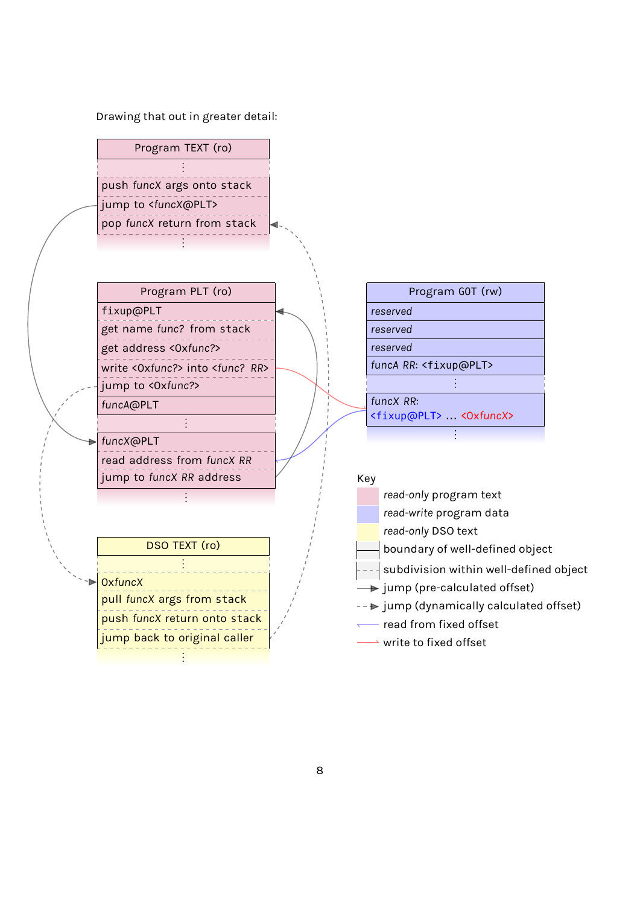Drawing that out in greater detail:

**Program TEXT (ro)**

- ⋮
- push *funcX* args onto stack
- jump to <*funcX*@PLT>
- pop *funcX* return from stack
- ⋮

**Program PLT (ro)**

- fixup@PLT
- get name *func?* from stack
- get address <0x*func?*>
- write <0x*func?*> into <*func? RR*>
- jump to <0x*func?*>
- *funcA*@PLT
- ⋮
- *funcX*@PLT
- read address from *funcX RR*
- jump to *funcX RR* address
- ⋮

**Program GOT (rw)**

- *reserved*
- *reserved*
- *reserved*
- *funcA RR*: <fixup@PLT>
- ⋮
- *funcX RR*: <fixup@PLT> … <0x*funcX*>
- ⋮

**DSO TEXT (ro)**

- ⋮
- 0x*funcX*
- pull *funcX* args from stack
- push *funcX* return onto stack
- jump back to original caller
- ⋮

Key

- *read-only* program text
- *read-write* program data
- *read-only* DSO text
- boundary of well-defined object
- subdivision within well-defined object
- jump (pre-calculated offset)
- jump (dynamically calculated offset)
- read from fixed offset
- write to fixed offset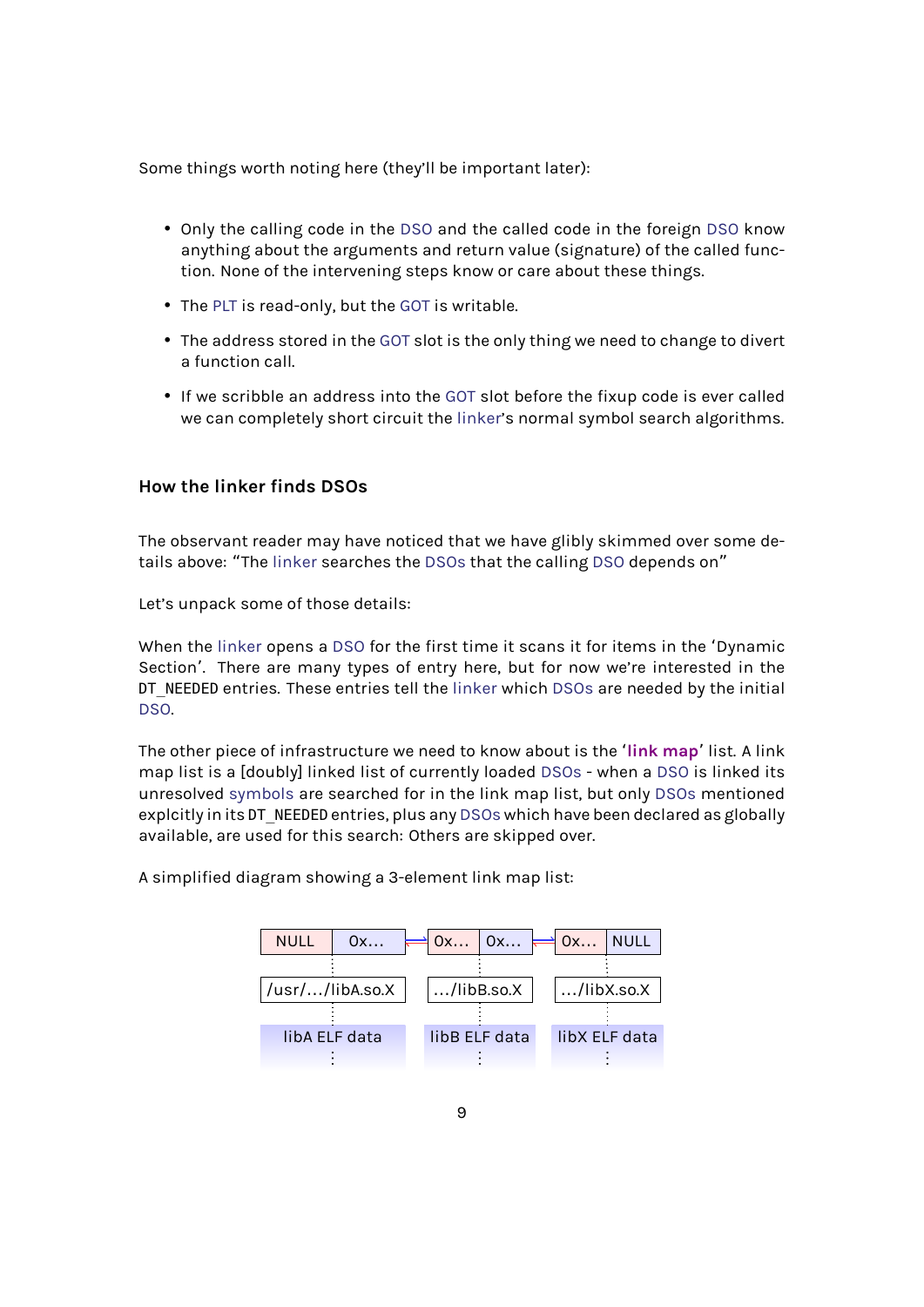Some things worth noting here (they'll be important later):

- Only the calling code in the DSO and the called code in the foreign DSO know anything about the arguments and return value (signature) of the called function. None of the intervening steps know or care about these things.
- The PLT is read-only, but the GOT is writable.
- The address stored in the GOT slot is the only thing we need to change to divert a function call.
- If we scribble an address into the GOT slot before the fixup code is ever called we can completely short circuit the linker's normal symbol search algorithms.

### How the linker finds DSOs

The observant reader may have noticed that we have glibly skimmed over some details above: "The linker searches the DSOs that the calling DSO depends on"

Let's unpack some of those details:

When the linker opens a DSO for the first time it scans it for items in the 'Dynamic Section'. There are many types of entry here, but for now we're interested in the DT_NEEDED entries. These entries tell the linker which DSOs are needed by the initial DSO.

The other piece of infrastructure we need to know about is the '**link map**' list. A link map list is a [doubly] linked list of currently loaded DSOs - when a DSO is linked its unresolved symbols are searched for in the link map list, but only DSOs mentioned explcitly in its DT_NEEDED entries, plus any DSOs which have been declared as globally available, are used for this search: Others are skipped over.

A simplified diagram showing a 3-element link map list:

| NULL | 0x… | ⇄ | 0x… | 0x… | ⇄ | 0x… | NULL |
|---|---|---|---|---|---|---|---|
| /usr/…/libA.so.X | | | …/libB.so.X | | | …/libX.so.X | |
| libA ELF data | | | libB ELF data | | | libX ELF data | |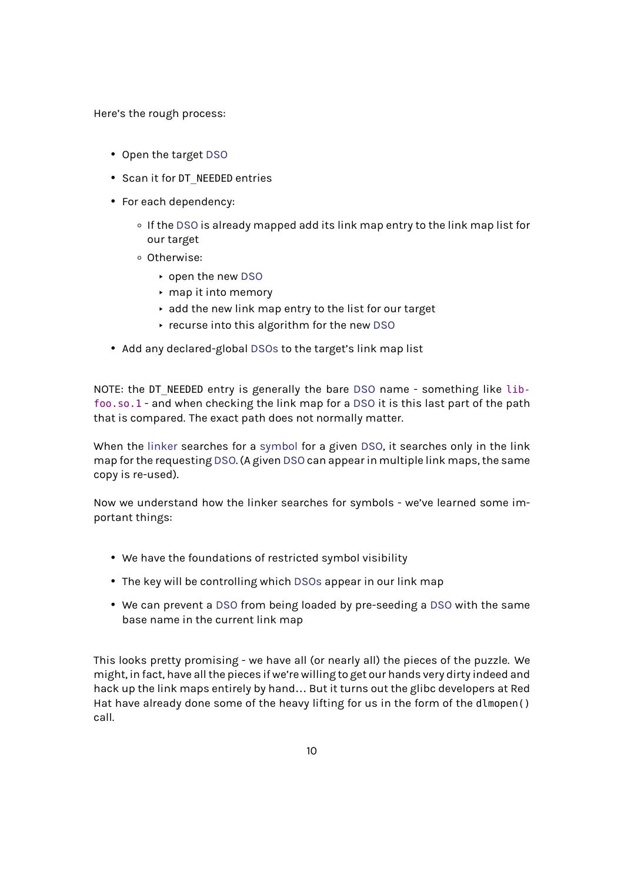Here's the rough process:

- Open the target DSO
- Scan it for `DT_NEEDED` entries
- For each dependency:
  - If the DSO is already mapped add its link map entry to the link map list for our target
  - Otherwise:
    - open the new DSO
    - map it into memory
    - add the new link map entry to the list for our target
    - recurse into this algorithm for the new DSO
- Add any declared-global DSOs to the target's link map list

NOTE: the `DT_NEEDED` entry is generally the bare DSO name - something like `libfoo.so.1` - and when checking the link map for a DSO it is this last part of the path that is compared. The exact path does not normally matter.

When the linker searches for a symbol for a given DSO, it searches only in the link map for the requesting DSO. (A given DSO can appear in multiple link maps, the same copy is re-used).

Now we understand how the linker searches for symbols - we've learned some important things:

- We have the foundations of restricted symbol visibility
- The key will be controlling which DSOs appear in our link map
- We can prevent a DSO from being loaded by pre-seeding a DSO with the same base name in the current link map

This looks pretty promising - we have all (or nearly all) the pieces of the puzzle. We might, in fact, have all the pieces if we're willing to get our hands very dirty indeed and hack up the link maps entirely by hand… But it turns out the glibc developers at Red Hat have already done some of the heavy lifting for us in the form of the `dlmopen()` call.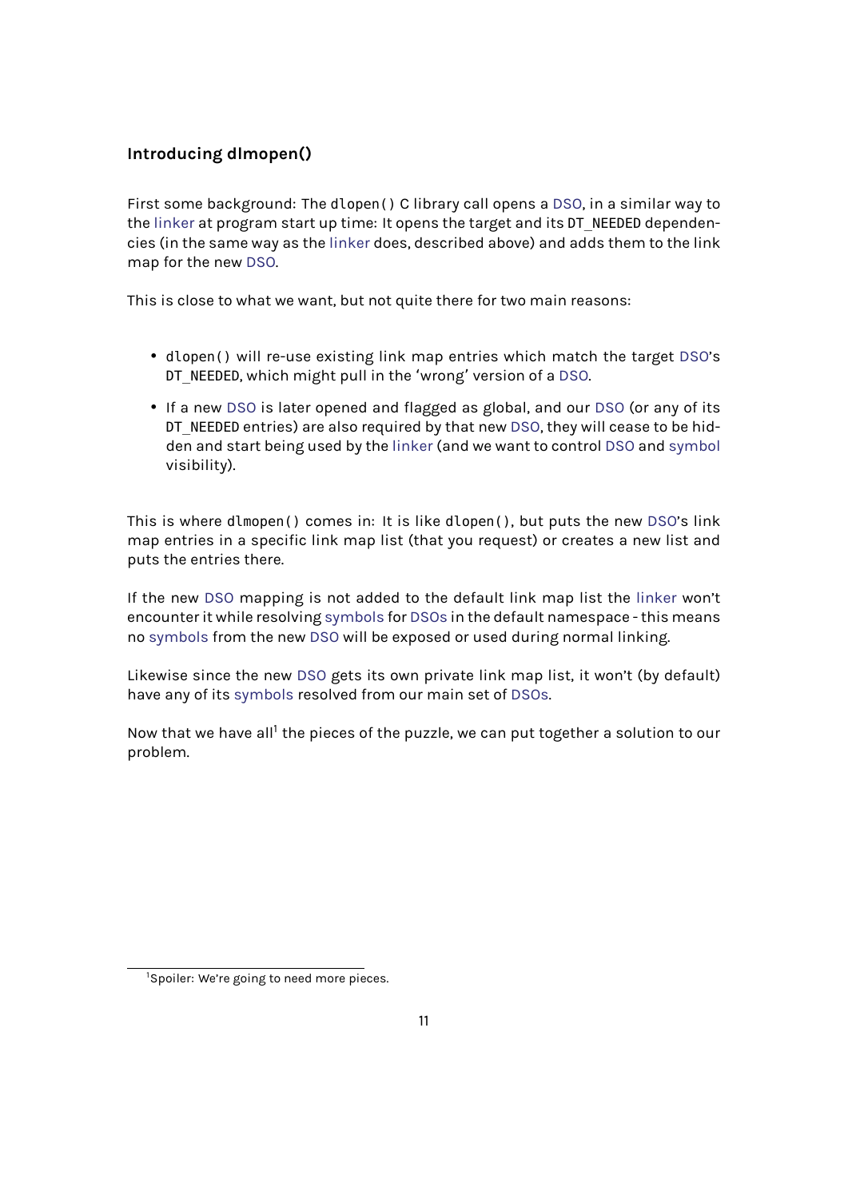### Introducing dlmopen()

First some background: The `dlopen()` C library call opens a DSO, in a similar way to the linker at program start up time: It opens the target and its `DT_NEEDED` dependencies (in the same way as the linker does, described above) and adds them to the link map for the new DSO.

This is close to what we want, but not quite there for two main reasons:

- `dlopen()` will re-use existing link map entries which match the target DSO's `DT_NEEDED`, which might pull in the 'wrong' version of a DSO.
- If a new DSO is later opened and flagged as global, and our DSO (or any of its `DT_NEEDED` entries) are also required by that new DSO, they will cease to be hidden and start being used by the linker (and we want to control DSO and symbol visibility).

This is where `dlmopen()` comes in: It is like `dlopen()`, but puts the new DSO's link map entries in a specific link map list (that you request) or creates a new list and puts the entries there.

If the new DSO mapping is not added to the default link map list the linker won't encounter it while resolving symbols for DSOs in the default namespace - this means no symbols from the new DSO will be exposed or used during normal linking.

Likewise since the new DSO gets its own private link map list, it won't (by default) have any of its symbols resolved from our main set of DSOs.

Now that we have all[1] the pieces of the puzzle, we can put together a solution to our problem.

[1] Spoiler: We're going to need more pieces.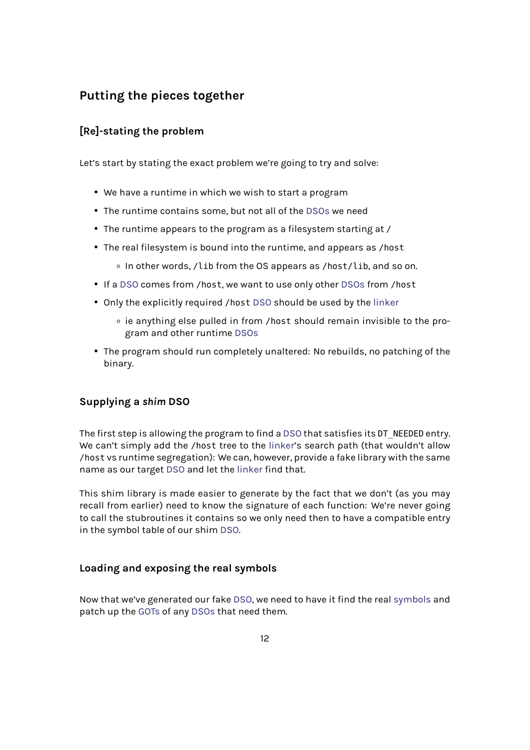## Putting the pieces together

### [Re]-stating the problem

Let's start by stating the exact problem we're going to try and solve:

- We have a runtime in which we wish to start a program
- The runtime contains some, but not all of the DSOs we need
- The runtime appears to the program as a filesystem starting at /
- The real filesystem is bound into the runtime, and appears as `/host`
    - In other words, `/lib` from the OS appears as `/host/lib`, and so on.
- If a DSO comes from `/host`, we want to use only other DSOs from `/host`
- Only the explicitly required `/host` DSO should be used by the linker
    - ie anything else pulled in from `/host` should remain invisible to the program and other runtime DSOs
- The program should run completely unaltered: No rebuilds, no patching of the binary.

### Supplying a *shim* DSO

The first step is allowing the program to find a DSO that satisfies its `DT_NEEDED` entry. We can't simply add the `/host` tree to the linker's search path (that wouldn't allow `/host` vs runtime segregation): We can, however, provide a fake library with the same name as our target DSO and let the linker find that.

This shim library is made easier to generate by the fact that we don't (as you may recall from earlier) need to know the signature of each function: We're never going to call the stubroutines it contains so we only need then to have a compatible entry in the symbol table of our shim DSO.

### Loading and exposing the real symbols

Now that we've generated our fake DSO, we need to have it find the real symbols and patch up the GOTs of any DSOs that need them.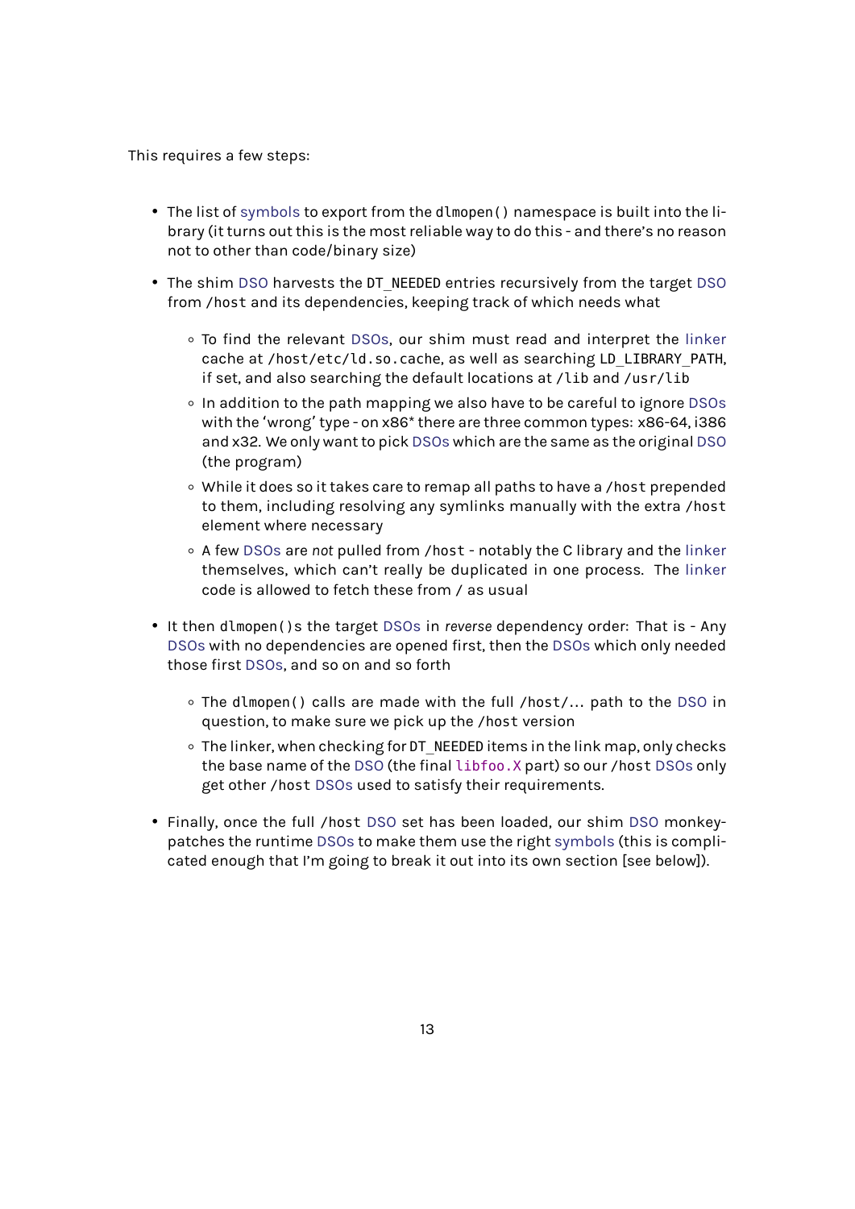This requires a few steps:

- The list of symbols to export from the `dlmopen()` namespace is built into the library (it turns out this is the most reliable way to do this - and there's no reason not to other than code/binary size)
- The shim DSO harvests the `DT_NEEDED` entries recursively from the target DSO from `/host` and its dependencies, keeping track of which needs what
  - To find the relevant DSOs, our shim must read and interpret the linker cache at `/host/etc/ld.so.cache`, as well as searching `LD_LIBRARY_PATH`, if set, and also searching the default locations at `/lib` and `/usr/lib`
  - In addition to the path mapping we also have to be careful to ignore DSOs with the 'wrong' type - on x86* there are three common types: x86-64, i386 and x32. We only want to pick DSOs which are the same as the original DSO (the program)
  - While it does so it takes care to remap all paths to have a `/host` prepended to them, including resolving any symlinks manually with the extra `/host` element where necessary
  - A few DSOs are *not* pulled from `/host` - notably the C library and the linker themselves, which can't really be duplicated in one process. The linker code is allowed to fetch these from `/` as usual
- It then `dlmopen()`s the target DSOs in *reverse* dependency order: That is - Any DSOs with no dependencies are opened first, then the DSOs which only needed those first DSOs, and so on and so forth
  - The `dlmopen()` calls are made with the full `/host/…` path to the DSO in question, to make sure we pick up the `/host` version
  - The linker, when checking for `DT_NEEDED` items in the link map, only checks the base name of the DSO (the final `libfoo.X` part) so our `/host` DSOs only get other `/host` DSOs used to satisfy their requirements.
- Finally, once the full `/host` DSO set has been loaded, our shim DSO monkey-patches the runtime DSOs to make them use the right symbols (this is complicated enough that I'm going to break it out into its own section [see below]).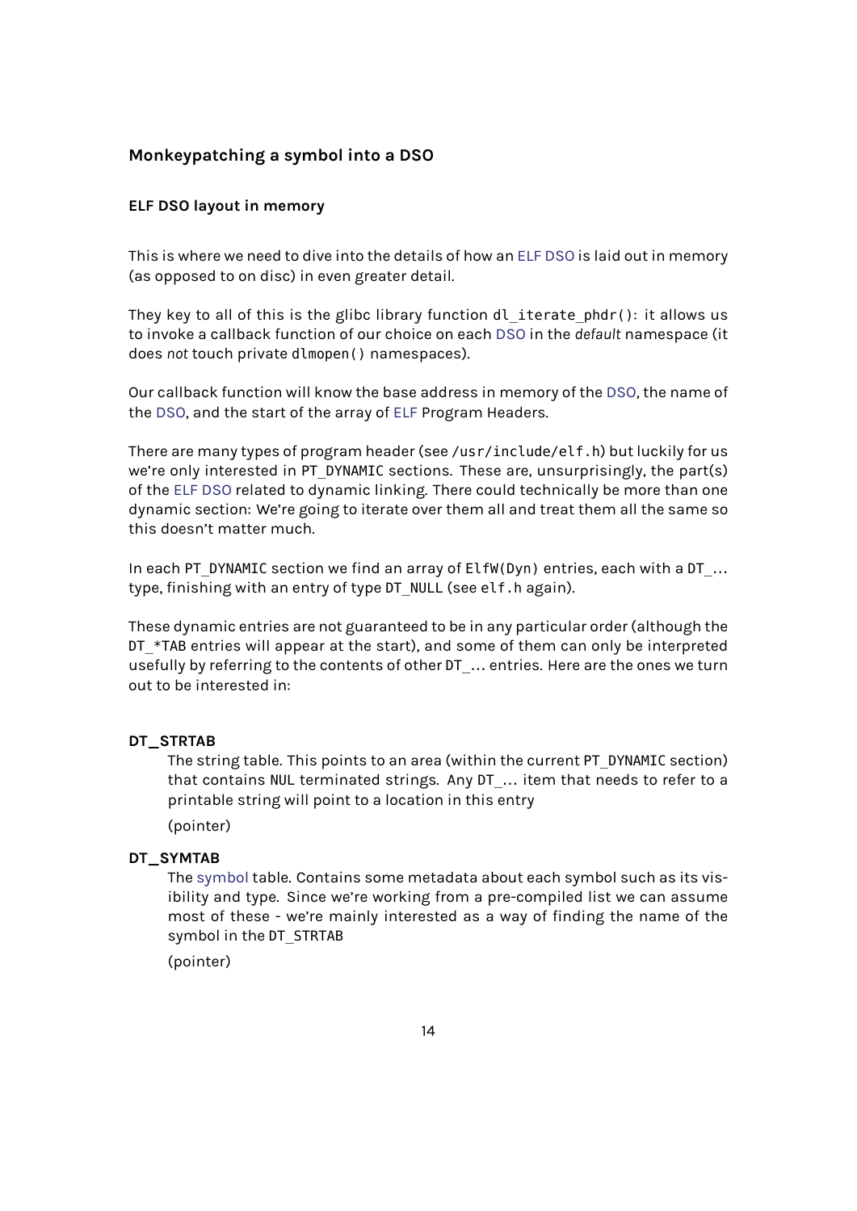## Monkeypatching a symbol into a DSO

### ELF DSO layout in memory

This is where we need to dive into the details of how an ELF DSO is laid out in memory (as opposed to on disc) in even greater detail.

They key to all of this is the glibc library function `dl_iterate_phdr()`: it allows us to invoke a callback function of our choice on each DSO in the *default* namespace (it does *not* touch private `dlmopen()` namespaces).

Our callback function will know the base address in memory of the DSO, the name of the DSO, and the start of the array of ELF Program Headers.

There are many types of program header (see `/usr/include/elf.h`) but luckily for us we're only interested in `PT_DYNAMIC` sections. These are, unsurprisingly, the part(s) of the ELF DSO related to dynamic linking. There could technically be more than one dynamic section: We're going to iterate over them all and treat them all the same so this doesn't matter much.

In each `PT_DYNAMIC` section we find an array of `ElfW(Dyn)` entries, each with a `DT_…` type, finishing with an entry of type `DT_NULL` (see `elf.h` again).

These dynamic entries are not guaranteed to be in any particular order (although the `DT_*TAB` entries will appear at the start), and some of them can only be interpreted usefully by referring to the contents of other `DT_…` entries. Here are the ones we turn out to be interested in:

**DT_STRTAB**
: The string table. This points to an area (within the current `PT_DYNAMIC` section) that contains `NUL` terminated strings. Any `DT_…` item that needs to refer to a printable string will point to a location in this entry

  (pointer)

**DT_SYMTAB**
: The symbol table. Contains some metadata about each symbol such as its visibility and type. Since we're working from a pre-compiled list we can assume most of these - we're mainly interested as a way of finding the name of the symbol in the `DT_STRTAB`

  (pointer)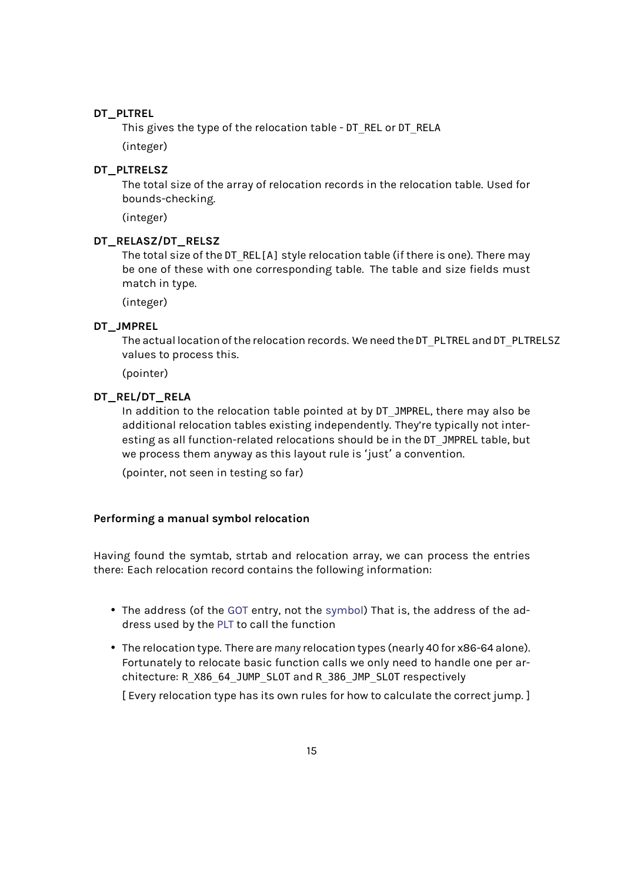**DT_PLTREL**

This gives the type of the relocation table - `DT_REL` or `DT_RELA`

(integer)

**DT_PLTRELSZ**

The total size of the array of relocation records in the relocation table. Used for bounds-checking.

(integer)

**DT_RELASZ/DT_RELSZ**

The total size of the `DT_REL[A]` style relocation table (if there is one). There may be one of these with one corresponding table. The table and size fields must match in type.

(integer)

**DT_JMPREL**

The actual location of the relocation records. We need the `DT_PLTREL` and `DT_PLTRELSZ` values to process this.

(pointer)

**DT_REL/DT_RELA**

In addition to the relocation table pointed at by `DT_JMPREL`, there may also be additional relocation tables existing independently. They're typically not interesting as all function-related relocations should be in the `DT_JMPREL` table, but we process them anyway as this layout rule is 'just' a convention.

(pointer, not seen in testing so far)

**Performing a manual symbol relocation**

Having found the symtab, strtab and relocation array, we can process the entries there: Each relocation record contains the following information:

- The address (of the GOT entry, not the symbol) That is, the address of the address used by the PLT to call the function
- The relocation type. There are *many* relocation types (nearly 40 for x86-64 alone). Fortunately to relocate basic function calls we only need to handle one per architecture: `R_X86_64_JUMP_SLOT` and `R_386_JMP_SLOT` respectively

  [ Every relocation type has its own rules for how to calculate the correct jump. ]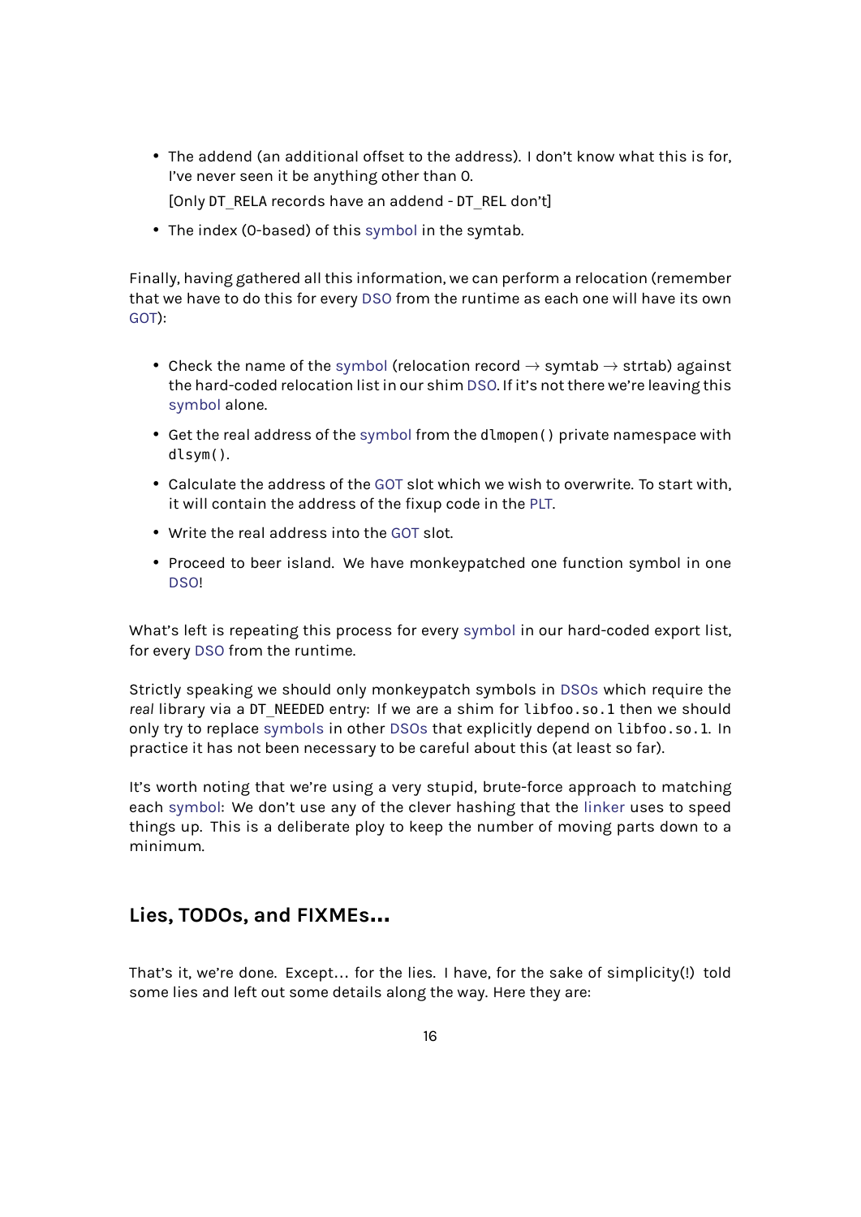- The addend (an additional offset to the address). I don't know what this is for, I've never seen it be anything other than 0.

  [Only `DT_RELA` records have an addend - `DT_REL` don't]

- The index (0-based) of this symbol in the symtab.

Finally, having gathered all this information, we can perform a relocation (remember that we have to do this for every DSO from the runtime as each one will have its own GOT):

- Check the name of the symbol (relocation record → symtab → strtab) against the hard-coded relocation list in our shim DSO. If it's not there we're leaving this symbol alone.
- Get the real address of the symbol from the `dlmopen()` private namespace with `dlsym()`.
- Calculate the address of the GOT slot which we wish to overwrite. To start with, it will contain the address of the fixup code in the PLT.
- Write the real address into the GOT slot.
- Proceed to beer island. We have monkeypatched one function symbol in one DSO!

What's left is repeating this process for every symbol in our hard-coded export list, for every DSO from the runtime.

Strictly speaking we should only monkeypatch symbols in DSOs which require the *real* library via a `DT_NEEDED` entry: If we are a shim for `libfoo.so.1` then we should only try to replace symbols in other DSOs that explicitly depend on `libfoo.so.1`. In practice it has not been necessary to be careful about this (at least so far).

It's worth noting that we're using a very stupid, brute-force approach to matching each symbol: We don't use any of the clever hashing that the linker uses to speed things up. This is a deliberate ploy to keep the number of moving parts down to a minimum.

## Lies, TODOs, and FIXMEs…

That's it, we're done. Except… for the lies. I have, for the sake of simplicity(!) told some lies and left out some details along the way. Here they are: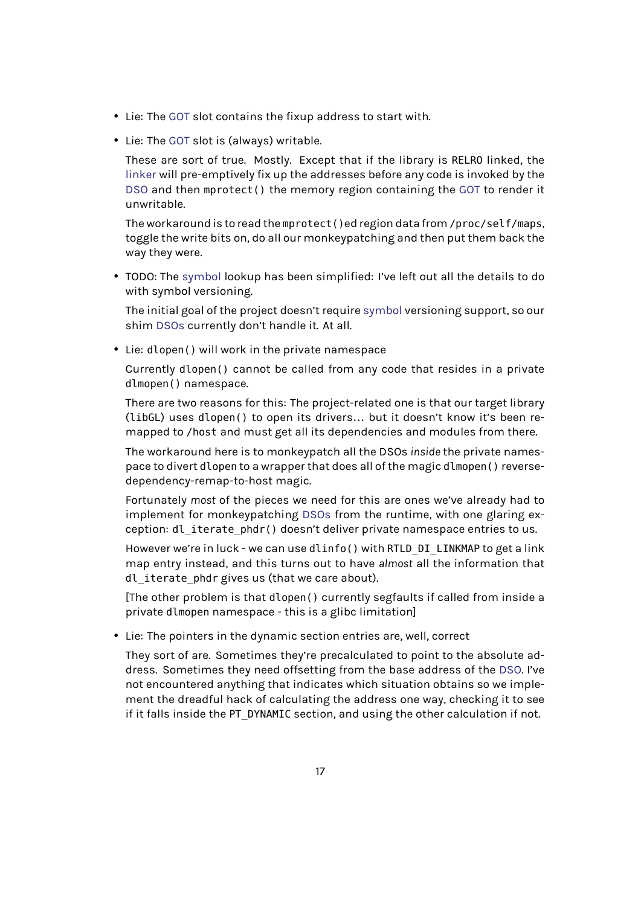- Lie: The GOT slot contains the fixup address to start with.
- Lie: The GOT slot is (always) writable.

  These are sort of true. Mostly. Except that if the library is RELRO linked, the linker will pre-emptively fix up the addresses before any code is invoked by the DSO and then `mprotect()` the memory region containing the GOT to render it unwritable.

  The workaround is to read the `mprotect()`ed region data from `/proc/self/maps`, toggle the write bits on, do all our monkeypatching and then put them back the way they were.

- TODO: The symbol lookup has been simplified: I've left out all the details to do with symbol versioning.

  The initial goal of the project doesn't require symbol versioning support, so our shim DSOs currently don't handle it. At all.

- Lie: `dlopen()` will work in the private namespace

  Currently `dlopen()` cannot be called from any code that resides in a private `dlmopen()` namespace.

  There are two reasons for this: The project-related one is that our target library (`libGL`) uses `dlopen()` to open its drivers… but it doesn't know it's been remapped to `/host` and must get all its dependencies and modules from there.

  The workaround here is to monkeypatch all the DSOs *inside* the private namespace to divert `dlopen` to a wrapper that does all of the magic `dlmopen()` reverse-dependency-remap-to-host magic.

  Fortunately *most* of the pieces we need for this are ones we've already had to implement for monkeypatching DSOs from the runtime, with one glaring exception: `dl_iterate_phdr()` doesn't deliver private namespace entries to us.

  However we're in luck - we can use `dlinfo()` with `RTLD_DI_LINKMAP` to get a link map entry instead, and this turns out to have *almost* all the information that `dl_iterate_phdr` gives us (that we care about).

  [The other problem is that `dlopen()` currently segfaults if called from inside a private `dlmopen` namespace - this is a glibc limitation]

- Lie: The pointers in the dynamic section entries are, well, correct

  They sort of are. Sometimes they're precalculated to point to the absolute address. Sometimes they need offsetting from the base address of the DSO. I've not encountered anything that indicates which situation obtains so we implement the dreadful hack of calculating the address one way, checking it to see if it falls inside the `PT_DYNAMIC` section, and using the other calculation if not.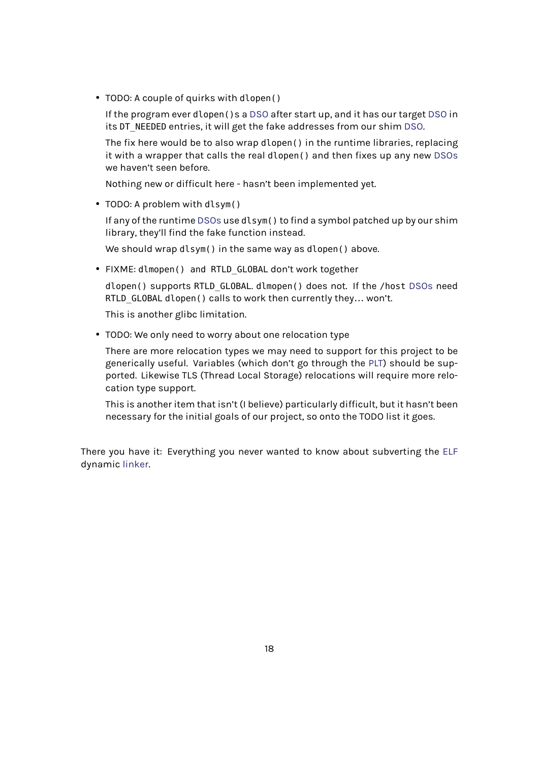- TODO: A couple of quirks with `dlopen()`

  If the program ever `dlopen()`s a DSO after start up, and it has our target DSO in its `DT_NEEDED` entries, it will get the fake addresses from our shim DSO.

  The fix here would be to also wrap `dlopen()` in the runtime libraries, replacing it with a wrapper that calls the real `dlopen()` and then fixes up any new DSOs we haven't seen before.

  Nothing new or difficult here - hasn't been implemented yet.

- TODO: A problem with `dlsym()`

  If any of the runtime DSOs use `dlsym()` to find a symbol patched up by our shim library, they'll find the fake function instead.

  We should wrap `dlsym()` in the same way as `dlopen()` above.

- FIXME: `dlmopen()` and `RTLD_GLOBAL` don't work together

  `dlopen()` supports `RTLD_GLOBAL`. `dlmopen()` does not. If the `/host` DSOs need `RTLD_GLOBAL` `dlopen()` calls to work then currently they… won't.

  This is another glibc limitation.

- TODO: We only need to worry about one relocation type

  There are more relocation types we may need to support for this project to be generically useful. Variables (which don't go through the PLT) should be supported. Likewise TLS (Thread Local Storage) relocations will require more relocation type support.

  This is another item that isn't (I believe) particularly difficult, but it hasn't been necessary for the initial goals of our project, so onto the TODO list it goes.

There you have it: Everything you never wanted to know about subverting the ELF dynamic linker.